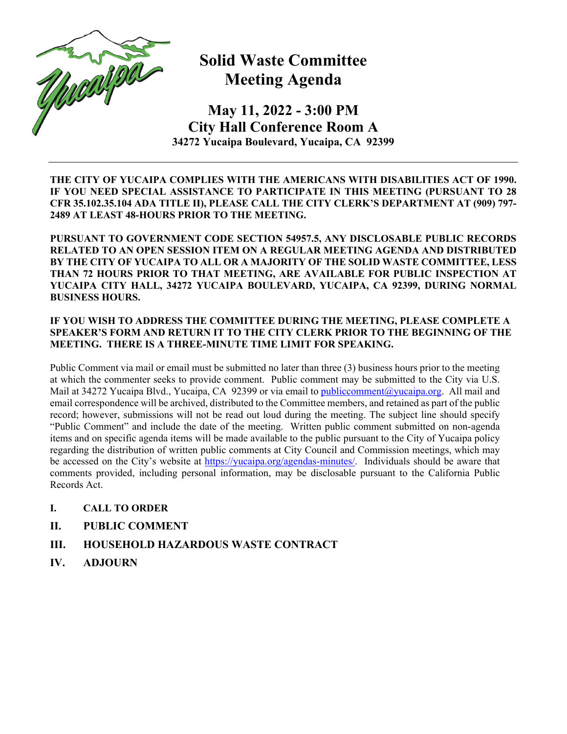# Solid Waste Committee Meeting Agenda

## May 11, 2022 - 3:00 PM
## City Hall Conference Room A
### 34272 Yucaipa Boulevard, Yucaipa, CA 92399

---

**THE CITY OF YUCAIPA COMPLIES WITH THE AMERICANS WITH DISABILITIES ACT OF 1990. IF YOU NEED SPECIAL ASSISTANCE TO PARTICIPATE IN THIS MEETING (PURSUANT TO 28 CFR 35.102.35.104 ADA TITLE II), PLEASE CALL THE CITY CLERK'S DEPARTMENT AT (909) 797-2489 AT LEAST 48-HOURS PRIOR TO THE MEETING.**

**PURSUANT TO GOVERNMENT CODE SECTION 54957.5, ANY DISCLOSABLE PUBLIC RECORDS RELATED TO AN OPEN SESSION ITEM ON A REGULAR MEETING AGENDA AND DISTRIBUTED BY THE CITY OF YUCAIPA TO ALL OR A MAJORITY OF THE SOLID WASTE COMMITTEE, LESS THAN 72 HOURS PRIOR TO THAT MEETING, ARE AVAILABLE FOR PUBLIC INSPECTION AT YUCAIPA CITY HALL, 34272 YUCAIPA BOULEVARD, YUCAIPA, CA 92399, DURING NORMAL BUSINESS HOURS.**

**IF YOU WISH TO ADDRESS THE COMMITTEE DURING THE MEETING, PLEASE COMPLETE A SPEAKER'S FORM AND RETURN IT TO THE CITY CLERK PRIOR TO THE BEGINNING OF THE MEETING. THERE IS A THREE-MINUTE TIME LIMIT FOR SPEAKING.**

Public Comment via mail or email must be submitted no later than three (3) business hours prior to the meeting at which the commenter seeks to provide comment. Public comment may be submitted to the City via U.S. Mail at 34272 Yucaipa Blvd., Yucaipa, CA 92399 or via email to publiccomment@yucaipa.org. All mail and email correspondence will be archived, distributed to the Committee members, and retained as part of the public record; however, submissions will not be read out loud during the meeting. The subject line should specify "Public Comment" and include the date of the meeting. Written public comment submitted on non-agenda items and on specific agenda items will be made available to the public pursuant to the City of Yucaipa policy regarding the distribution of written public comments at City Council and Commission meetings, which may be accessed on the City's website at https://yucaipa.org/agendas-minutes/. Individuals should be aware that comments provided, including personal information, may be disclosable pursuant to the California Public Records Act.

**I. CALL TO ORDER**

**II. PUBLIC COMMENT**

**III. HOUSEHOLD HAZARDOUS WASTE CONTRACT**

**IV. ADJOURN**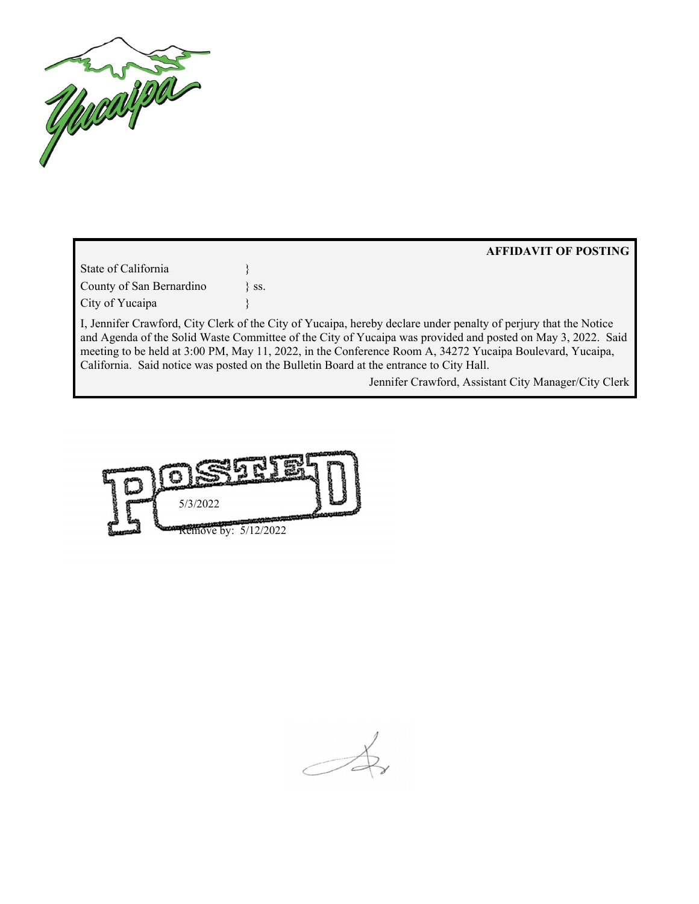**AFFIDAVIT OF POSTING**

State of California }
County of San Bernardino } ss.
City of Yucaipa }

I, Jennifer Crawford, City Clerk of the City of Yucaipa, hereby declare under penalty of perjury that the Notice and Agenda of the Solid Waste Committee of the City of Yucaipa was provided and posted on May 3, 2022. Said meeting to be held at 3:00 PM, May 11, 2022, in the Conference Room A, 34272 Yucaipa Boulevard, Yucaipa, California. Said notice was posted on the Bulletin Board at the entrance to City Hall.

Jennifer Crawford, Assistant City Manager/City Clerk

POSTED
5/3/2022
Remove by: 5/12/2022